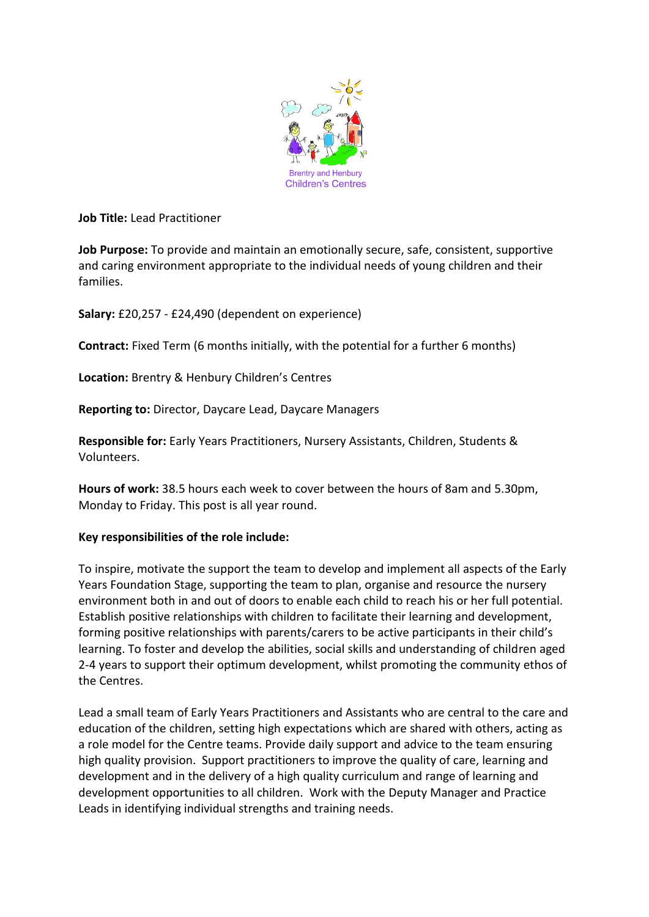Brentry and Henbury Children's Centres

**Job Title:** Lead Practitioner

**Job Purpose:** To provide and maintain an emotionally secure, safe, consistent, supportive and caring environment appropriate to the individual needs of young children and their families.

**Salary:** £20,257 - £24,490 (dependent on experience)

**Contract:** Fixed Term (6 months initially, with the potential for a further 6 months)

**Location:** Brentry & Henbury Children's Centres

**Reporting to:** Director, Daycare Lead, Daycare Managers

**Responsible for:** Early Years Practitioners, Nursery Assistants, Children, Students & Volunteers.

**Hours of work:** 38.5 hours each week to cover between the hours of 8am and 5.30pm, Monday to Friday. This post is all year round.

**Key responsibilities of the role include:**

To inspire, motivate the support the team to develop and implement all aspects of the Early Years Foundation Stage, supporting the team to plan, organise and resource the nursery environment both in and out of doors to enable each child to reach his or her full potential. Establish positive relationships with children to facilitate their learning and development, forming positive relationships with parents/carers to be active participants in their child's learning. To foster and develop the abilities, social skills and understanding of children aged 2-4 years to support their optimum development, whilst promoting the community ethos of the Centres.

Lead a small team of Early Years Practitioners and Assistants who are central to the care and education of the children, setting high expectations which are shared with others, acting as a role model for the Centre teams. Provide daily support and advice to the team ensuring high quality provision. Support practitioners to improve the quality of care, learning and development and in the delivery of a high quality curriculum and range of learning and development opportunities to all children. Work with the Deputy Manager and Practice Leads in identifying individual strengths and training needs.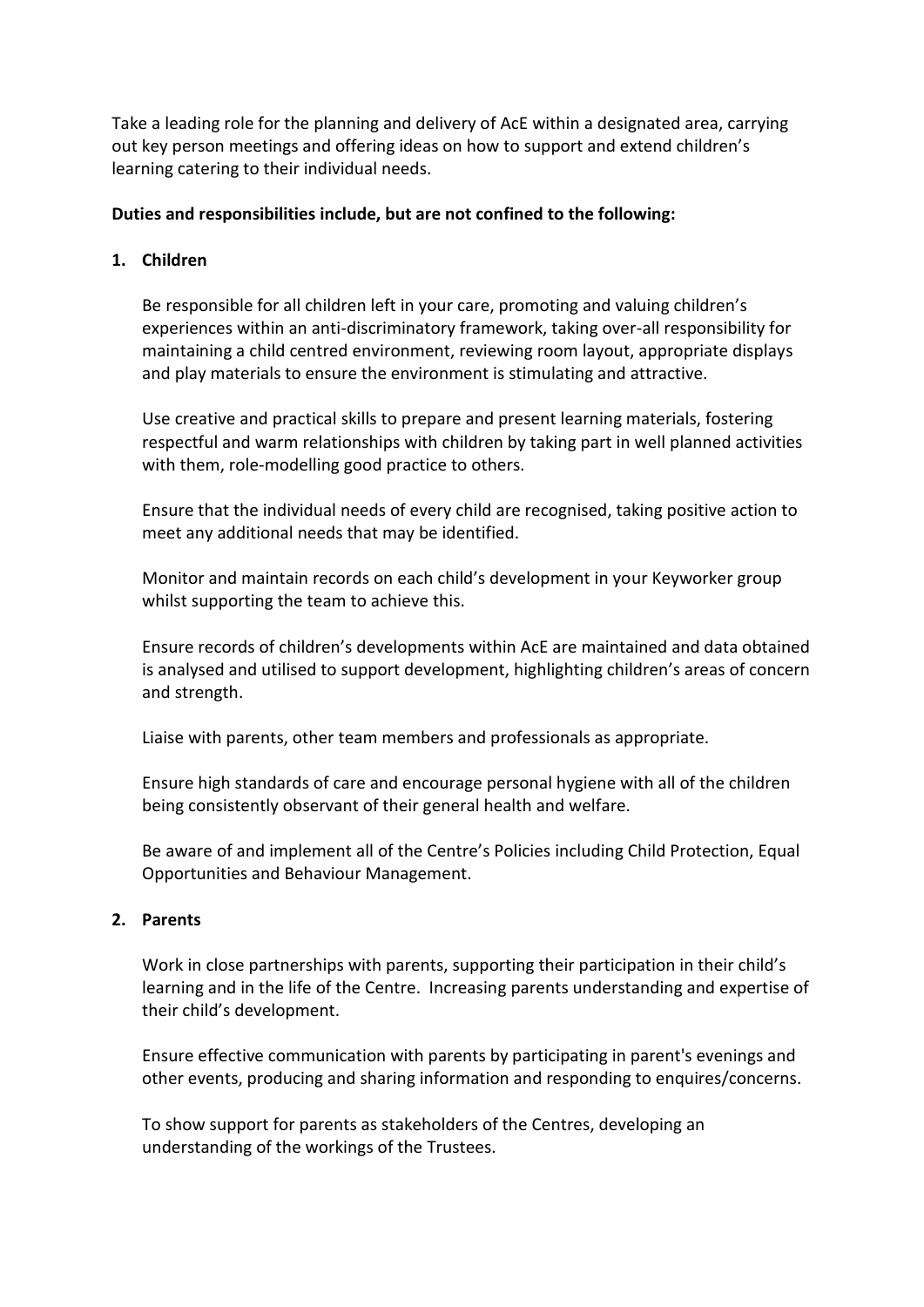Take a leading role for the planning and delivery of AcE within a designated area, carrying out key person meetings and offering ideas on how to support and extend children's learning catering to their individual needs.

**Duties and responsibilities include, but are not confined to the following:**

1. **Children**

   Be responsible for all children left in your care, promoting and valuing children's experiences within an anti-discriminatory framework, taking over-all responsibility for maintaining a child centred environment, reviewing room layout, appropriate displays and play materials to ensure the environment is stimulating and attractive.

   Use creative and practical skills to prepare and present learning materials, fostering respectful and warm relationships with children by taking part in well planned activities with them, role-modelling good practice to others.

   Ensure that the individual needs of every child are recognised, taking positive action to meet any additional needs that may be identified.

   Monitor and maintain records on each child's development in your Keyworker group whilst supporting the team to achieve this.

   Ensure records of children's developments within AcE are maintained and data obtained is analysed and utilised to support development, highlighting children's areas of concern and strength.

   Liaise with parents, other team members and professionals as appropriate.

   Ensure high standards of care and encourage personal hygiene with all of the children being consistently observant of their general health and welfare.

   Be aware of and implement all of the Centre's Policies including Child Protection, Equal Opportunities and Behaviour Management.

2. **Parents**

   Work in close partnerships with parents, supporting their participation in their child's learning and in the life of the Centre. Increasing parents understanding and expertise of their child's development.

   Ensure effective communication with parents by participating in parent's evenings and other events, producing and sharing information and responding to enquires/concerns.

   To show support for parents as stakeholders of the Centres, developing an understanding of the workings of the Trustees.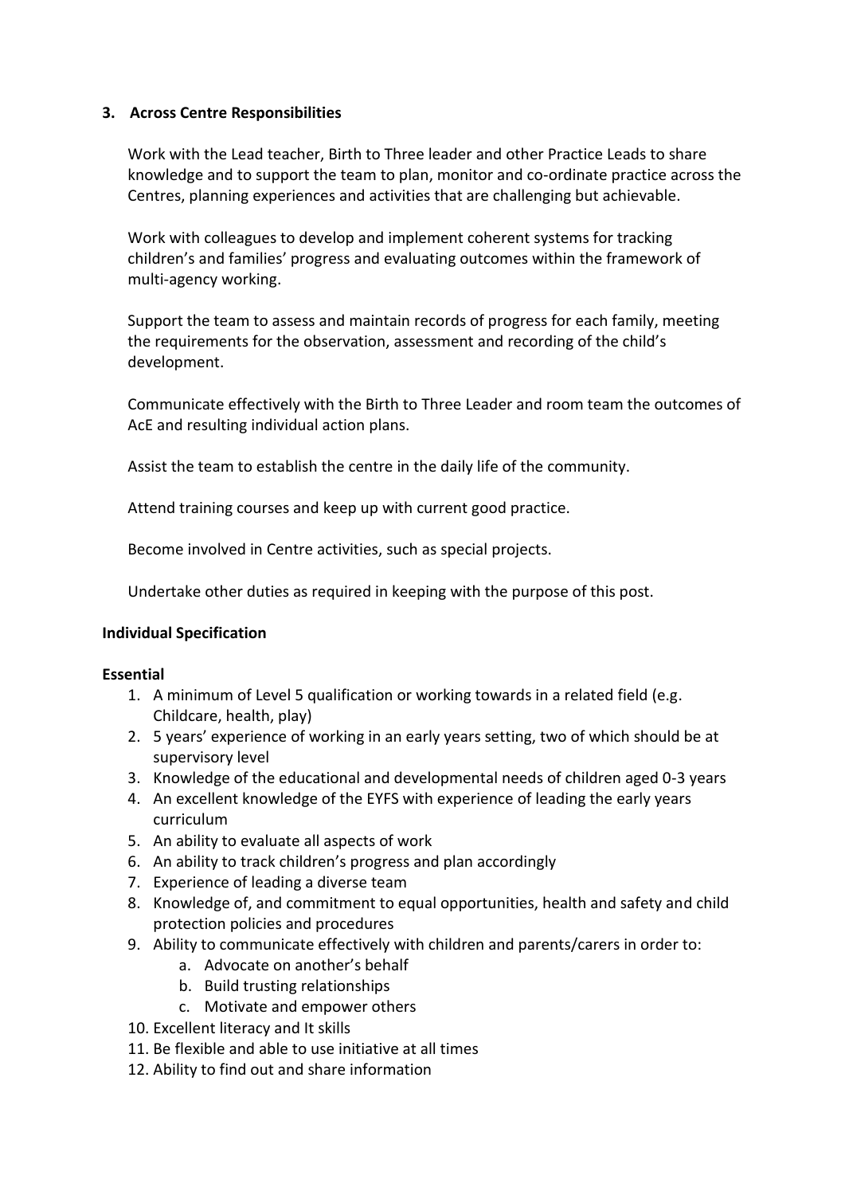### 3. Across Centre Responsibilities

Work with the Lead teacher, Birth to Three leader and other Practice Leads to share knowledge and to support the team to plan, monitor and co-ordinate practice across the Centres, planning experiences and activities that are challenging but achievable.

Work with colleagues to develop and implement coherent systems for tracking children's and families' progress and evaluating outcomes within the framework of multi-agency working.

Support the team to assess and maintain records of progress for each family, meeting the requirements for the observation, assessment and recording of the child's development.

Communicate effectively with the Birth to Three Leader and room team the outcomes of AcE and resulting individual action plans.

Assist the team to establish the centre in the daily life of the community.

Attend training courses and keep up with current good practice.

Become involved in Centre activities, such as special projects.

Undertake other duties as required in keeping with the purpose of this post.

**Individual Specification**

**Essential**

1. A minimum of Level 5 qualification or working towards in a related field (e.g. Childcare, health, play)
2. 5 years' experience of working in an early years setting, two of which should be at supervisory level
3. Knowledge of the educational and developmental needs of children aged 0-3 years
4. An excellent knowledge of the EYFS with experience of leading the early years curriculum
5. An ability to evaluate all aspects of work
6. An ability to track children's progress and plan accordingly
7. Experience of leading a diverse team
8. Knowledge of, and commitment to equal opportunities, health and safety and child protection policies and procedures
9. Ability to communicate effectively with children and parents/carers in order to:
    a. Advocate on another's behalf
    b. Build trusting relationships
    c. Motivate and empower others
10. Excellent literacy and It skills
11. Be flexible and able to use initiative at all times
12. Ability to find out and share information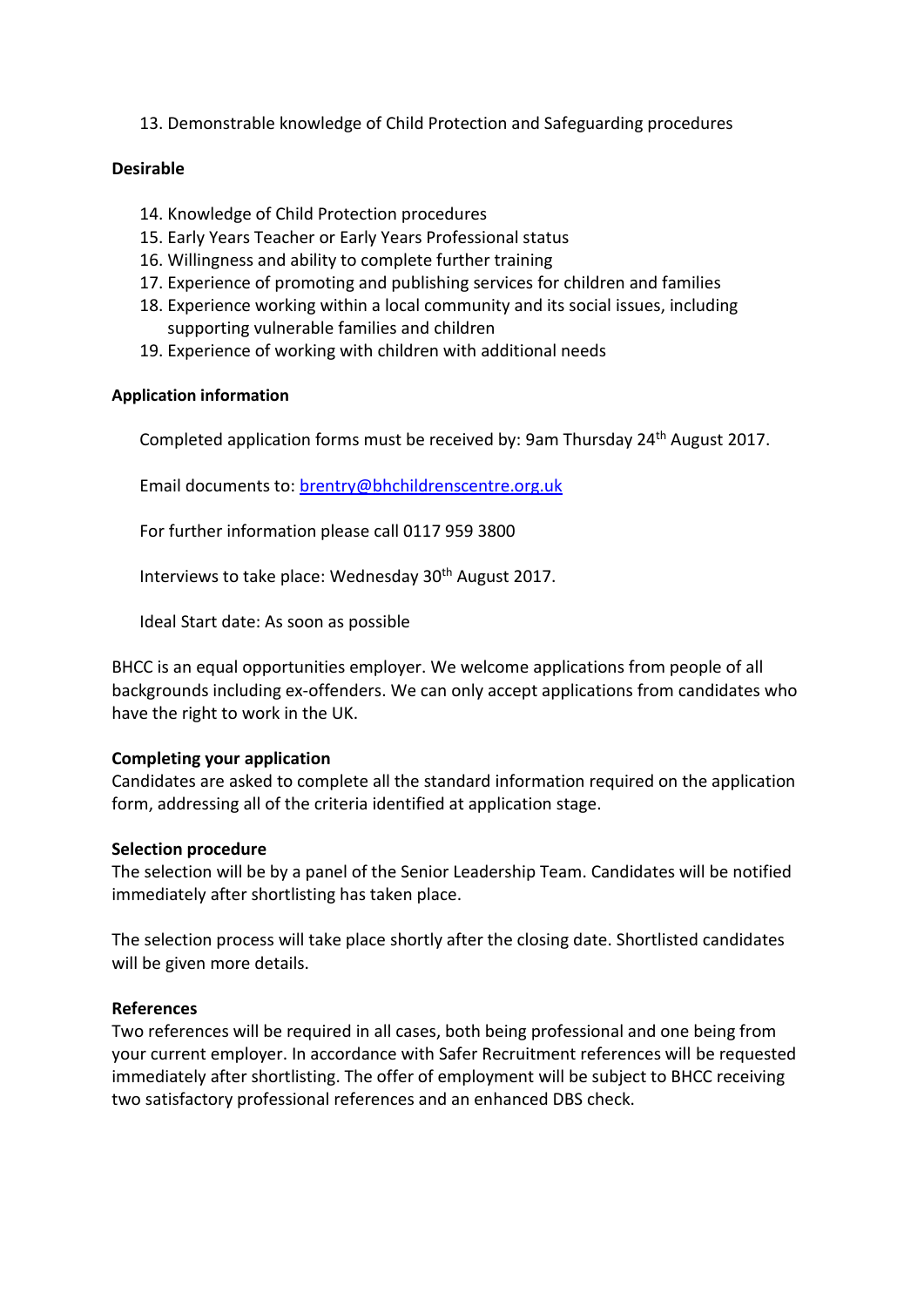13. Demonstrable knowledge of Child Protection and Safeguarding procedures

**Desirable**

14. Knowledge of Child Protection procedures
15. Early Years Teacher or Early Years Professional status
16. Willingness and ability to complete further training
17. Experience of promoting and publishing services for children and families
18. Experience working within a local community and its social issues, including supporting vulnerable families and children
19. Experience of working with children with additional needs

**Application information**

Completed application forms must be received by: 9am Thursday 24th August 2017.

Email documents to: brentry@bhchildrenscentre.org.uk

For further information please call 0117 959 3800

Interviews to take place: Wednesday 30th August 2017.

Ideal Start date: As soon as possible

BHCC is an equal opportunities employer. We welcome applications from people of all backgrounds including ex-offenders. We can only accept applications from candidates who have the right to work in the UK.

**Completing your application**
Candidates are asked to complete all the standard information required on the application form, addressing all of the criteria identified at application stage.

**Selection procedure**
The selection will be by a panel of the Senior Leadership Team. Candidates will be notified immediately after shortlisting has taken place.

The selection process will take place shortly after the closing date. Shortlisted candidates will be given more details.

**References**
Two references will be required in all cases, both being professional and one being from your current employer. In accordance with Safer Recruitment references will be requested immediately after shortlisting. The offer of employment will be subject to BHCC receiving two satisfactory professional references and an enhanced DBS check.